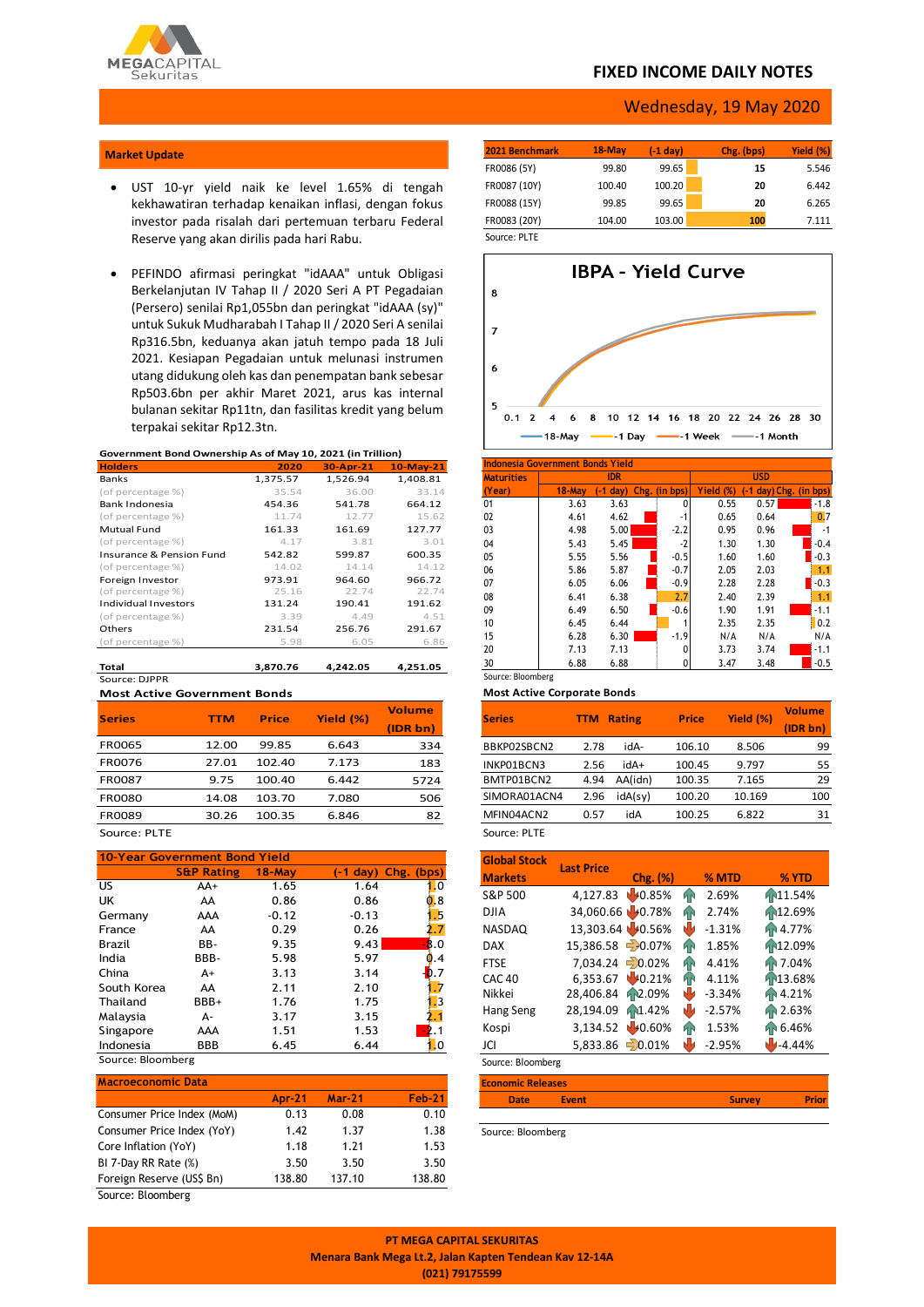# FIXED INCOME DAILY NOTES

Wednesday, 19 May 2020

## Market Update

- UST 10-yr yield naik ke level 1.65% di tengah kekhawatiran terhadap kenaikan inflasi, dengan fokus investor pada risalah dari pertemuan terbaru Federal Reserve yang akan dirilis pada hari Rabu.
- PEFINDO afirmasi peringkat "idAAA" untuk Obligasi Berkelanjutan IV Tahap II / 2020 Seri A PT Pegadaian (Persero) senilai Rp1,055bn dan peringkat "idAAA (sy)" untuk Sukuk Mudharabah I Tahap II / 2020 Seri A senilai Rp316.5bn, keduanya akan jatuh tempo pada 18 Juli 2021. Kesiapan Pegadaian untuk melunasi instrumen utang didukung oleh kas dan penempatan bank sebesar Rp503.6bn per akhir Maret 2021, arus kas internal bulanan sekitar Rp11tn, dan fasilitas kredit yang belum terpakai sekitar Rp12.3tn.

| 2021 Benchmark | 18-May | (-1 day) | Chg. (bps) | Yield (%) |
|---|---|---|---|---|
| FR0086 (5Y) | 99.80 | 99.65 | 15 | 5.546 |
| FR0087 (10Y) | 100.40 | 100.20 | 20 | 6.442 |
| FR0088 (15Y) | 99.85 | 99.65 | 20 | 6.265 |
| FR0083 (20Y) | 104.00 | 103.00 | 100 | 7.111 |

Source: PLTE

**IBPA - Yield Curve**

(Chart: 18-May, -1 Day, -1 Week, -1 Month; x-axis 0.1–30; y-axis 5–8)

**Government Bond Ownership As of May 10, 2021 (in Trillion)**

| Holders | 2020 | 30-Apr-21 | 10-May-21 |
|---|---|---|---|
| Banks | 1,375.57 | 1,526.94 | 1,408.81 |
| (of percentage %) | 35.54 | 36.00 | 33.14 |
| Bank Indonesia | 454.36 | 541.78 | 664.12 |
| (of percentage %) | 11.74 | 12.77 | 15.62 |
| Mutual Fund | 161.33 | 161.69 | 127.77 |
| (of percentage %) | 4.17 | 3.81 | 3.01 |
| Insurance & Pension Fund | 542.82 | 599.87 | 600.35 |
| (of percentage %) | 14.02 | 14.14 | 14.12 |
| Foreign Investor | 973.91 | 964.60 | 966.72 |
| (of percentage %) | 25.16 | 22.74 | 22.74 |
| Individual Investors | 131.24 | 190.41 | 191.62 |
| (of percentage %) | 3.39 | 4.49 | 4.51 |
| Others | 231.54 | 256.76 | 291.67 |
| (of percentage %) | 5.98 | 6.05 | 6.86 |
| Total | 3,870.76 | 4,242.05 | 4,251.05 |

Source: DJPPR

**Indonesia Government Bonds Yield**

| Maturities | IDR | | | USD | | |
|---|---|---|---|---|---|---|
| (Year) | 18-May | (-1 day) | Chg. (in bps) | Yield (%) | (-1 day) | Chg. (in bps) |
| 01 | 3.63 | 3.63 | 0 | 0.55 | 0.57 | -1.8 |
| 02 | 4.61 | 4.62 | -1 | 0.65 | 0.64 | 0.7 |
| 03 | 4.98 | 5.00 | -2.2 | 0.95 | 0.96 | -1 |
| 04 | 5.43 | 5.45 | -2 | 1.30 | 1.30 | -0.4 |
| 05 | 5.55 | 5.56 | -0.5 | 1.60 | 1.60 | -0.3 |
| 06 | 5.86 | 5.87 | -0.7 | 2.05 | 2.03 | 1.1 |
| 07 | 6.05 | 6.06 | -0.9 | 2.28 | 2.28 | -0.3 |
| 08 | 6.41 | 6.38 | 2.7 | 2.40 | 2.39 | 1.1 |
| 09 | 6.49 | 6.50 | -0.6 | 1.90 | 1.91 | -1.1 |
| 10 | 6.45 | 6.44 | 1 | 2.35 | 2.35 | 0.2 |
| 15 | 6.28 | 6.30 | -1.9 | N/A | N/A | N/A |
| 20 | 7.13 | 7.13 | 0 | 3.73 | 3.74 | -1.1 |
| 30 | 6.88 | 6.88 | 0 | 3.47 | 3.48 | -0.5 |

Source: Bloomberg

**Most Active Government Bonds**

| Series | TTM | Price | Yield (%) | Volume (IDR bn) |
|---|---|---|---|---|
| FR0065 | 12.00 | 99.85 | 6.643 | 334 |
| FR0076 | 27.01 | 102.40 | 7.173 | 183 |
| FR0087 | 9.75 | 100.40 | 6.442 | 5724 |
| FR0080 | 14.08 | 103.70 | 7.080 | 506 |
| FR0089 | 30.26 | 100.35 | 6.846 | 82 |

Source: PLTE

**Most Active Corporate Bonds**

| Series | TTM | Rating | Price | Yield (%) | Volume (IDR bn) |
|---|---|---|---|---|---|
| BBKP02SBCN2 | 2.78 | idA- | 106.10 | 8.506 | 99 |
| INKP01BCN3 | 2.56 | idA+ | 100.45 | 9.797 | 55 |
| BMTP01BCN2 | 4.94 | AA(idn) | 100.35 | 7.165 | 29 |
| SIMORA01ACN4 | 2.96 | idA(sy) | 100.20 | 10.169 | 100 |
| MFIN04ACN2 | 0.57 | idA | 100.25 | 6.822 | 31 |

Source: PLTE

**10-Year Government Bond Yield**

| | S&P Rating | 18-May | (-1 day) | Chg. (bps) |
|---|---|---|---|---|
| US | AA+ | 1.65 | 1.64 | 1.0 |
| UK | AA | 0.86 | 0.86 | 0.8 |
| Germany | AAA | -0.12 | -0.13 | 1.5 |
| France | AA | 0.29 | 0.26 | 2.7 |
| Brazil | BB- | 9.35 | 9.43 | -8.0 |
| India | BBB- | 5.98 | 5.97 | 0.4 |
| China | A+ | 3.13 | 3.14 | -0.7 |
| South Korea | AA | 2.11 | 2.10 | 1.7 |
| Thailand | BBB+ | 1.76 | 1.75 | 1.3 |
| Malaysia | A- | 3.17 | 3.15 | 2.1 |
| Singapore | AAA | 1.51 | 1.53 | -2.1 |
| Indonesia | BBB | 6.45 | 6.44 | 1.0 |

Source: Bloomberg

| Global Stock Markets | Last Price | Chg. (%) | % MTD | % YTD |
|---|---|---|---|---|
| S&P 500 | 4,127.83 | -0.85% | 2.69% | 11.54% |
| DJIA | 34,060.66 | -0.78% | 2.74% | 12.69% |
| NASDAQ | 13,303.64 | -0.56% | -1.31% | 4.77% |
| DAX | 15,386.58 | 0.07% | 1.85% | 12.09% |
| FTSE | 7,034.24 | 0.02% | 4.41% | 7.04% |
| CAC 40 | 6,353.67 | -0.21% | 4.11% | 13.68% |
| Nikkei | 28,406.84 | 2.09% | -3.34% | 4.21% |
| Hang Seng | 28,194.09 | 1.42% | -2.57% | 2.63% |
| Kospi | 3,134.52 | -0.60% | 1.53% | 6.46% |
| JCI | 5,833.86 | 0.01% | -2.95% | -4.44% |

Source: Bloomberg

**Macroeconomic Data**

| | Apr-21 | Mar-21 | Feb-21 |
|---|---|---|---|
| Consumer Price Index (MoM) | 0.13 | 0.08 | 0.10 |
| Consumer Price Index (YoY) | 1.42 | 1.37 | 1.38 |
| Core Inflation (YoY) | 1.18 | 1.21 | 1.53 |
| BI 7-Day RR Rate (%) | 3.50 | 3.50 | 3.50 |
| Foreign Reserve (US$ Bn) | 138.80 | 137.10 | 138.80 |

Source: Bloomberg

**Economic Releases**

| Date | Event | Survey | Prior |
|---|---|---|---|

Source: Bloomberg

PT MEGA CAPITAL SEKURITAS
Menara Bank Mega Lt.2, Jalan Kapten Tendean Kav 12-14A
(021) 79175599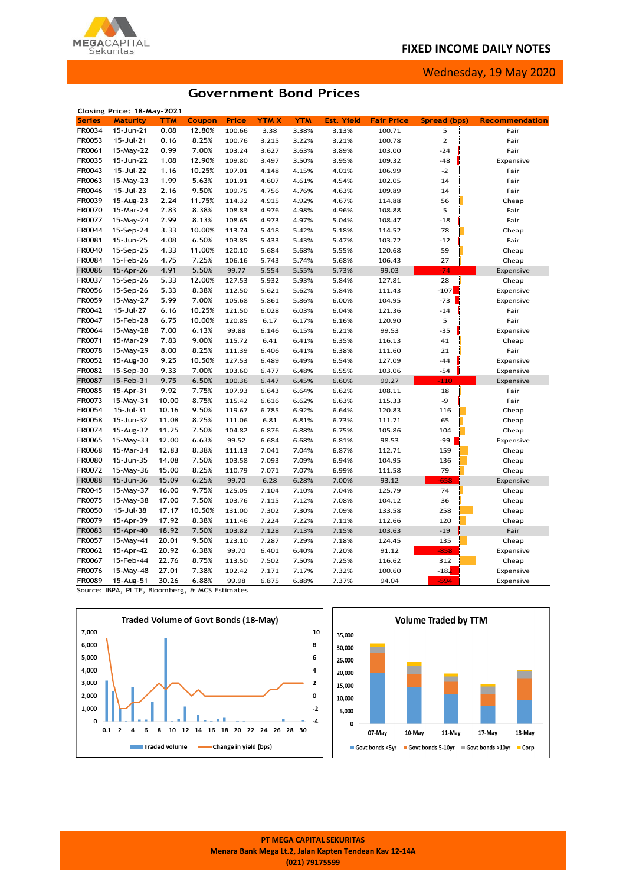# Government Bond Prices

Closing Price: 18-May-2021

| Series | Maturity | TTM | Coupon | Price | YTM X | YTM | Est. Yield | Fair Price | Spread (bps) | Recommendation |
|---|---|---|---|---|---|---|---|---|---|---|
| FR0034 | 15-Jun-21 | 0.08 | 12.80% | 100.66 | 3.38 | 3.38% | 3.13% | 100.71 | 5 | Fair |
| FR0053 | 15-Jul-21 | 0.16 | 8.25% | 100.76 | 3.215 | 3.22% | 3.21% | 100.78 | 2 | Fair |
| FR0061 | 15-May-22 | 0.99 | 7.00% | 103.24 | 3.627 | 3.63% | 3.89% | 103.00 | -24 | Fair |
| FR0035 | 15-Jun-22 | 1.08 | 12.90% | 109.80 | 3.497 | 3.50% | 3.95% | 109.32 | -48 | Expensive |
| FR0043 | 15-Jul-22 | 1.16 | 10.25% | 107.01 | 4.148 | 4.15% | 4.01% | 106.99 | -2 | Fair |
| FR0063 | 15-May-23 | 1.99 | 5.63% | 101.91 | 4.607 | 4.61% | 4.54% | 102.05 | 14 | Fair |
| FR0046 | 15-Jul-23 | 2.16 | 9.50% | 109.75 | 4.756 | 4.76% | 4.63% | 109.89 | 14 | Fair |
| FR0039 | 15-Aug-23 | 2.24 | 11.75% | 114.32 | 4.915 | 4.92% | 4.67% | 114.88 | 56 | Cheap |
| FR0070 | 15-Mar-24 | 2.83 | 8.38% | 108.83 | 4.976 | 4.98% | 4.96% | 108.88 | 5 | Fair |
| FR0077 | 15-May-24 | 2.99 | 8.13% | 108.65 | 4.973 | 4.97% | 5.04% | 108.47 | -18 | Fair |
| FR0044 | 15-Sep-24 | 3.33 | 10.00% | 113.74 | 5.418 | 5.42% | 5.18% | 114.52 | 78 | Cheap |
| FR0081 | 15-Jun-25 | 4.08 | 6.50% | 103.85 | 5.433 | 5.43% | 5.47% | 103.72 | -12 | Fair |
| FR0040 | 15-Sep-25 | 4.33 | 11.00% | 120.10 | 5.684 | 5.68% | 5.55% | 120.68 | 59 | Cheap |
| FR0084 | 15-Feb-26 | 4.75 | 7.25% | 106.16 | 5.743 | 5.74% | 5.68% | 106.43 | 27 | Cheap |
| FR0086 | 15-Apr-26 | 4.91 | 5.50% | 99.77 | 5.554 | 5.55% | 5.73% | 99.03 | -74 | Expensive |
| FR0037 | 15-Sep-26 | 5.33 | 12.00% | 127.53 | 5.932 | 5.93% | 5.84% | 127.81 | 28 | Cheap |
| FR0056 | 15-Sep-26 | 5.33 | 8.38% | 112.50 | 5.621 | 5.62% | 5.84% | 111.43 | -107 | Expensive |
| FR0059 | 15-May-27 | 5.99 | 7.00% | 105.68 | 5.861 | 5.86% | 6.00% | 104.95 | -73 | Expensive |
| FR0042 | 15-Jul-27 | 6.16 | 10.25% | 121.50 | 6.028 | 6.03% | 6.04% | 121.36 | -14 | Fair |
| FR0047 | 15-Feb-28 | 6.75 | 10.00% | 120.85 | 6.17 | 6.17% | 6.16% | 120.90 | 5 | Fair |
| FR0064 | 15-May-28 | 7.00 | 6.13% | 99.88 | 6.146 | 6.15% | 6.21% | 99.53 | -35 | Expensive |
| FR0071 | 15-Mar-29 | 7.83 | 9.00% | 115.72 | 6.41 | 6.41% | 6.35% | 116.13 | 41 | Cheap |
| FR0078 | 15-May-29 | 8.00 | 8.25% | 111.39 | 6.406 | 6.41% | 6.38% | 111.60 | 21 | Fair |
| FR0052 | 15-Aug-30 | 9.25 | 10.50% | 127.53 | 6.489 | 6.49% | 6.54% | 127.09 | -44 | Expensive |
| FR0082 | 15-Sep-30 | 9.33 | 7.00% | 103.60 | 6.477 | 6.48% | 6.55% | 103.06 | -54 | Expensive |
| FR0087 | 15-Feb-31 | 9.75 | 6.50% | 100.36 | 6.447 | 6.45% | 6.60% | 99.27 | -110 | Expensive |
| FR0085 | 15-Apr-31 | 9.92 | 7.75% | 107.93 | 6.643 | 6.64% | 6.62% | 108.11 | 18 | Fair |
| FR0073 | 15-May-31 | 10.00 | 8.75% | 115.42 | 6.616 | 6.62% | 6.63% | 115.33 | -9 | Fair |
| FR0054 | 15-Jul-31 | 10.16 | 9.50% | 119.67 | 6.785 | 6.92% | 6.64% | 120.83 | 116 | Cheap |
| FR0058 | 15-Jun-32 | 11.08 | 8.25% | 111.06 | 6.81 | 6.81% | 6.73% | 111.71 | 65 | Cheap |
| FR0074 | 15-Aug-32 | 11.25 | 7.50% | 104.82 | 6.876 | 6.88% | 6.75% | 105.86 | 104 | Cheap |
| FR0065 | 15-May-33 | 12.00 | 6.63% | 99.52 | 6.684 | 6.68% | 6.81% | 98.53 | -99 | Expensive |
| FR0068 | 15-Mar-34 | 12.83 | 8.38% | 111.13 | 7.041 | 7.04% | 6.87% | 112.71 | 159 | Cheap |
| FR0080 | 15-Jun-35 | 14.08 | 7.50% | 103.58 | 7.093 | 7.09% | 6.94% | 104.95 | 136 | Cheap |
| FR0072 | 15-May-36 | 15.00 | 8.25% | 110.79 | 7.071 | 7.07% | 6.99% | 111.58 | 79 | Cheap |
| FR0088 | 15-Jun-36 | 15.09 | 6.25% | 99.70 | 6.28 | 6.28% | 7.00% | 93.12 | -658 | Expensive |
| FR0045 | 15-May-37 | 16.00 | 9.75% | 125.05 | 7.104 | 7.10% | 7.04% | 125.79 | 74 | Cheap |
| FR0075 | 15-May-38 | 17.00 | 7.50% | 103.76 | 7.115 | 7.12% | 7.08% | 104.12 | 36 | Cheap |
| FR0050 | 15-Jul-38 | 17.17 | 10.50% | 131.00 | 7.302 | 7.30% | 7.09% | 133.58 | 258 | Cheap |
| FR0079 | 15-Apr-39 | 17.92 | 8.38% | 111.46 | 7.224 | 7.22% | 7.11% | 112.66 | 120 | Cheap |
| FR0083 | 15-Apr-40 | 18.92 | 7.50% | 103.82 | 7.128 | 7.13% | 7.15% | 103.63 | -19 | Fair |
| FR0057 | 15-May-41 | 20.01 | 9.50% | 123.10 | 7.287 | 7.29% | 7.18% | 124.45 | 135 | Cheap |
| FR0062 | 15-Apr-42 | 20.92 | 6.38% | 99.70 | 6.401 | 6.40% | 7.20% | 91.12 | -858 | Expensive |
| FR0067 | 15-Feb-44 | 22.76 | 8.75% | 113.50 | 7.502 | 7.50% | 7.25% | 116.62 | 312 | Cheap |
| FR0076 | 15-May-48 | 27.01 | 7.38% | 102.42 | 7.171 | 7.17% | 7.32% | 100.60 | -182 | Expensive |
| FR0089 | 15-Aug-51 | 30.26 | 6.88% | 99.98 | 6.875 | 6.88% | 7.37% | 94.04 | -594 | Expensive |

Source: IBPA, PLTE, Bloomberg, & MCS Estimates

**Traded Volume of Govt Bonds (18-May)**

Legend: Traded volume; Change in yield (bps)

**Volume Traded by TTM**

Legend: Govt bonds <5yr; Govt bonds 5-10yr; Govt bonds >10yr; Corp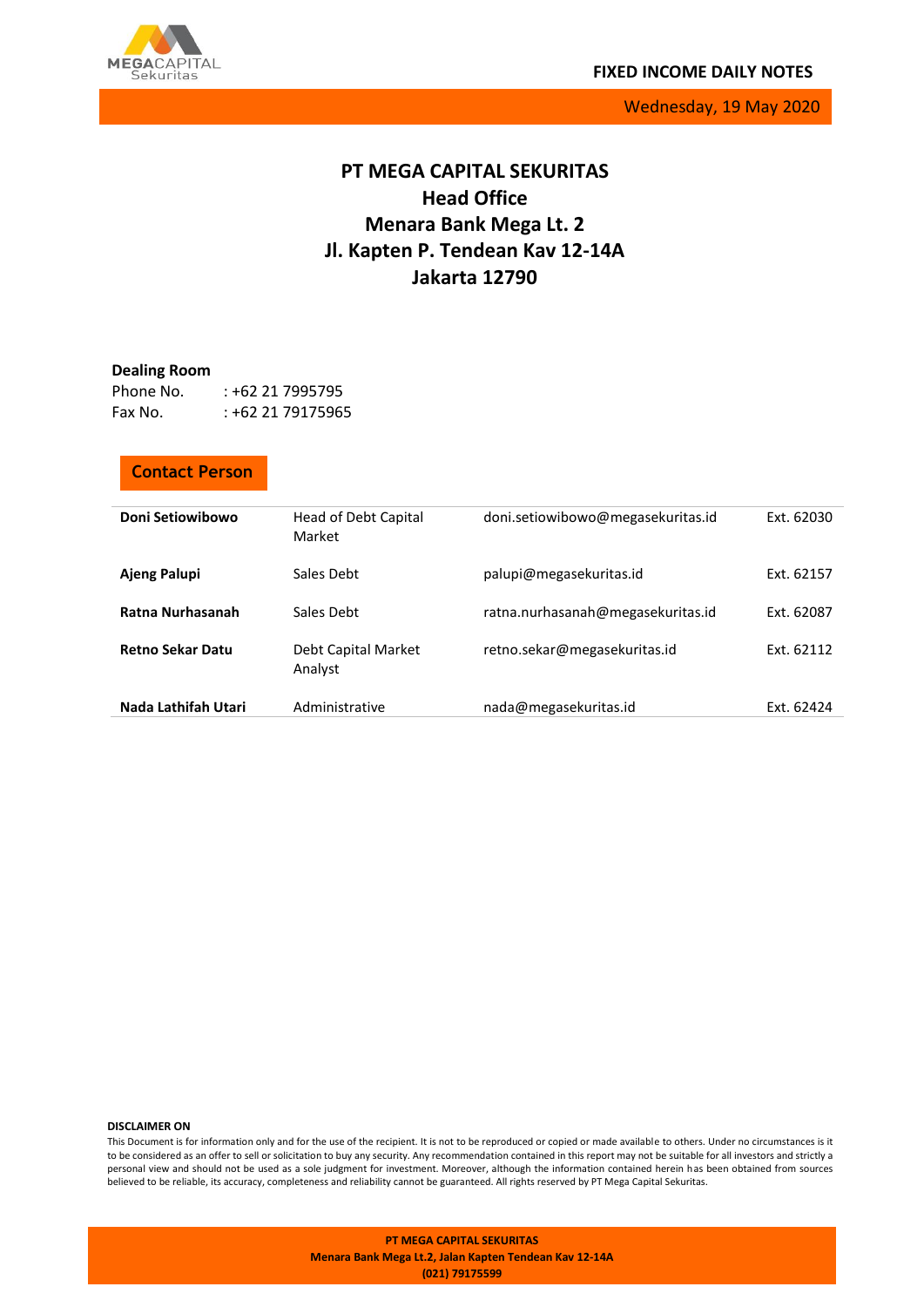# PT MEGA CAPITAL SEKURITAS
## Head Office
## Menara Bank Mega Lt. 2
## Jl. Kapten P. Tendean Kav 12-14A
## Jakarta 12790

**Dealing Room**

Phone No. : +62 21 7995795
Fax No. : +62 21 79175965

## Contact Person

| | | | |
|---|---|---|---|
| **Doni Setiowibowo** | Head of Debt Capital Market | doni.setiowibowo@megasekuritas.id | Ext. 62030 |
| **Ajeng Palupi** | Sales Debt | palupi@megasekuritas.id | Ext. 62157 |
| **Ratna Nurhasanah** | Sales Debt | ratna.nurhasanah@megasekuritas.id | Ext. 62087 |
| **Retno Sekar Datu** | Debt Capital Market Analyst | retno.sekar@megasekuritas.id | Ext. 62112 |
| **Nada Lathifah Utari** | Administrative | nada@megasekuritas.id | Ext. 62424 |

**DISCLAIMER ON**

This Document is for information only and for the use of the recipient. It is not to be reproduced or copied or made available to others. Under no circumstances is it to be considered as an offer to sell or solicitation to buy any security. Any recommendation contained in this report may not be suitable for all investors and strictly a personal view and should not be used as a sole judgment for investment. Moreover, although the information contained herein has been obtained from sources believed to be reliable, its accuracy, completeness and reliability cannot be guaranteed. All rights reserved by PT Mega Capital Sekuritas.